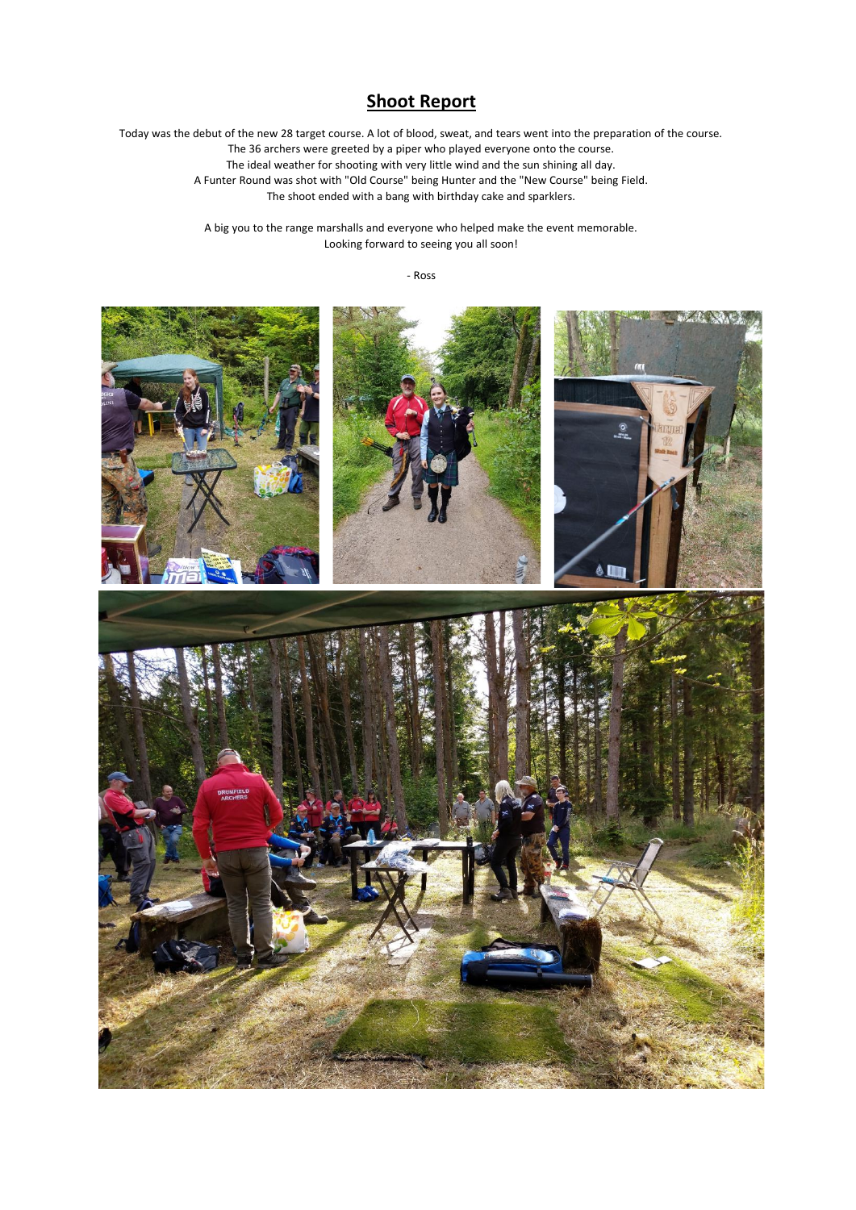# Shoot Report

Today was the debut of the new 28 target course. A lot of blood, sweat, and tears went into the preparation of the course.
The 36 archers were greeted by a piper who played everyone onto the course.
The ideal weather for shooting with very little wind and the sun shining all day.
A Funter Round was shot with "Old Course" being Hunter and the "New Course" being Field.
The shoot ended with a bang with birthday cake and sparklers.

A big you to the range marshalls and everyone who helped make the event memorable.
Looking forward to seeing you all soon!

- Ross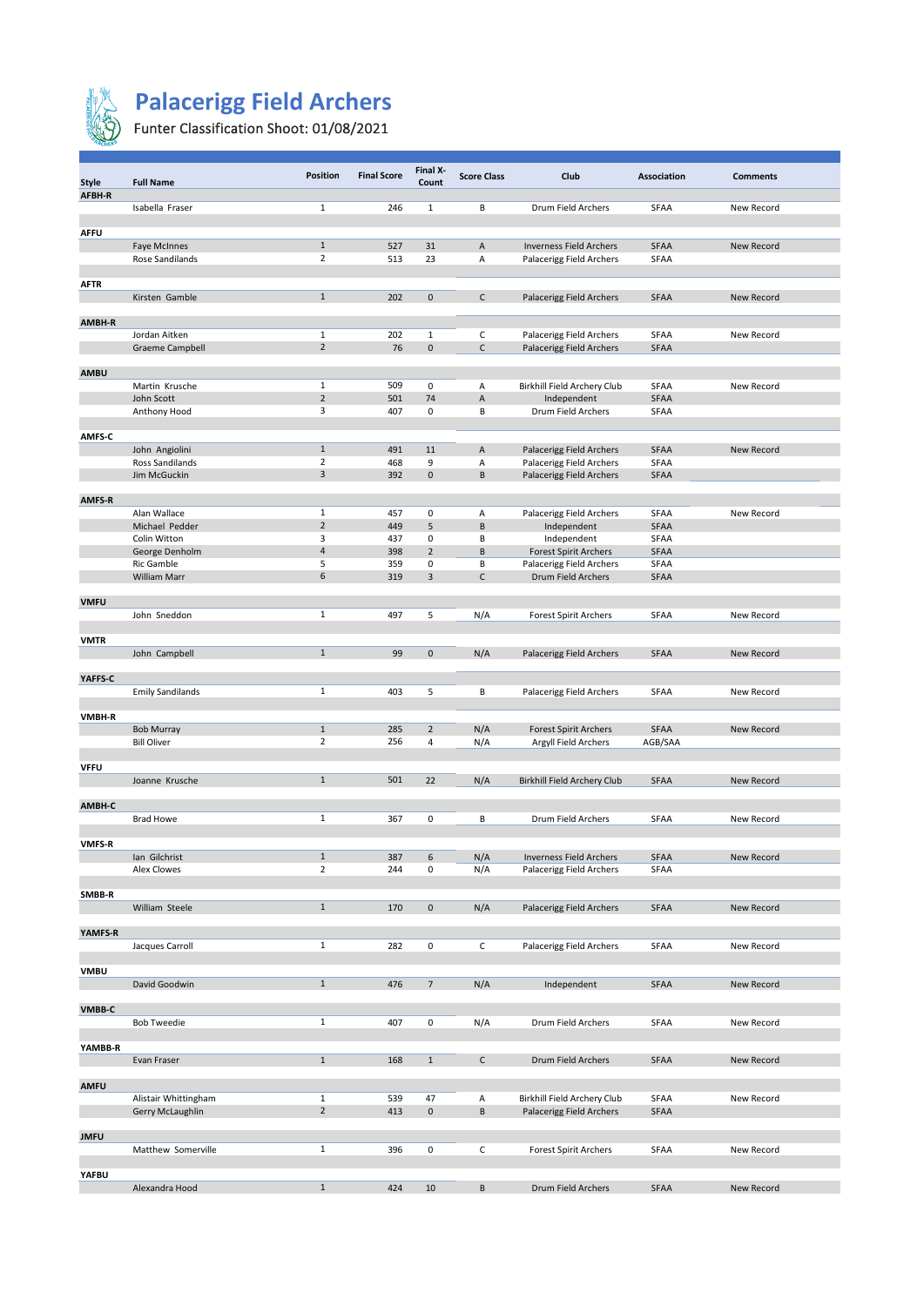# Palacerigg Field Archers

Funter Classification Shoot: 01/08/2021

| Style | Full Name | Position | Final Score | Final X-Count | Score Class | Club | Association | Comments |
|---|---|---|---|---|---|---|---|---|
| AFBH-R | | | | | | | | |
| | Isabella Fraser | 1 | 246 | 1 | B | Drum Field Archers | SFAA | New Record |
| AFFU | | | | | | | | |
| | Faye McInnes | 1 | 527 | 31 | A | Inverness Field Archers | SFAA | New Record |
| | Rose Sandilands | 2 | 513 | 23 | A | Palacerigg Field Archers | SFAA | |
| AFTR | | | | | | | | |
| | Kirsten Gamble | 1 | 202 | 0 | C | Palacerigg Field Archers | SFAA | New Record |
| AMBH-R | | | | | | | | |
| | Jordan Aitken | 1 | 202 | 1 | C | Palacerigg Field Archers | SFAA | New Record |
| | Graeme Campbell | 2 | 76 | 0 | C | Palacerigg Field Archers | SFAA | |
| AMBU | | | | | | | | |
| | Martin Krusche | 1 | 509 | 0 | A | Birkhill Field Archery Club | SFAA | New Record |
| | John Scott | 2 | 501 | 74 | A | Independent | SFAA | |
| | Anthony Hood | 3 | 407 | 0 | B | Drum Field Archers | SFAA | |
| AMFS-C | | | | | | | | |
| | John Angiolini | 1 | 491 | 11 | A | Palacerigg Field Archers | SFAA | New Record |
| | Ross Sandilands | 2 | 468 | 9 | A | Palacerigg Field Archers | SFAA | |
| | Jim McGuckin | 3 | 392 | 0 | B | Palacerigg Field Archers | SFAA | |
| AMFS-R | | | | | | | | |
| | Alan Wallace | 1 | 457 | 0 | A | Palacerigg Field Archers | SFAA | New Record |
| | Michael Pedder | 2 | 449 | 5 | B | Independent | SFAA | |
| | Colin Witton | 3 | 437 | 0 | B | Independent | SFAA | |
| | George Denholm | 4 | 398 | 2 | B | Forest Spirit Archers | SFAA | |
| | Ric Gamble | 5 | 359 | 0 | B | Palacerigg Field Archers | SFAA | |
| | William Marr | 6 | 319 | 3 | C | Drum Field Archers | SFAA | |
| VMFU | | | | | | | | |
| | John Sneddon | 1 | 497 | 5 | N/A | Forest Spirit Archers | SFAA | New Record |
| VMTR | | | | | | | | |
| | John Campbell | 1 | 99 | 0 | N/A | Palacerigg Field Archers | SFAA | New Record |
| YAFFS-C | | | | | | | | |
| | Emily Sandilands | 1 | 403 | 5 | B | Palacerigg Field Archers | SFAA | New Record |
| VMBH-R | | | | | | | | |
| | Bob Murray | 1 | 285 | 2 | N/A | Forest Spirit Archers | SFAA | New Record |
| | Bill Oliver | 2 | 256 | 4 | N/A | Argyll Field Archers | AGB/SAA | |
| VFFU | | | | | | | | |
| | Joanne Krusche | 1 | 501 | 22 | N/A | Birkhill Field Archery Club | SFAA | New Record |
| AMBH-C | | | | | | | | |
| | Brad Howe | 1 | 367 | 0 | B | Drum Field Archers | SFAA | New Record |
| VMFS-R | | | | | | | | |
| | Ian Gilchrist | 1 | 387 | 6 | N/A | Inverness Field Archers | SFAA | New Record |
| | Alex Clowes | 2 | 244 | 0 | N/A | Palacerigg Field Archers | SFAA | |
| SMBB-R | | | | | | | | |
| | William Steele | 1 | 170 | 0 | N/A | Palacerigg Field Archers | SFAA | New Record |
| YAMFS-R | | | | | | | | |
| | Jacques Carroll | 1 | 282 | 0 | C | Palacerigg Field Archers | SFAA | New Record |
| VMBU | | | | | | | | |
| | David Goodwin | 1 | 476 | 7 | N/A | Independent | SFAA | New Record |
| VMBB-C | | | | | | | | |
| | Bob Tweedie | 1 | 407 | 0 | N/A | Drum Field Archers | SFAA | New Record |
| YAMBB-R | | | | | | | | |
| | Evan Fraser | 1 | 168 | 1 | C | Drum Field Archers | SFAA | New Record |
| AMFU | | | | | | | | |
| | Alistair Whittingham | 1 | 539 | 47 | A | Birkhill Field Archery Club | SFAA | New Record |
| | Gerry McLaughlin | 2 | 413 | 0 | B | Palacerigg Field Archers | SFAA | |
| JMFU | | | | | | | | |
| | Matthew Somerville | 1 | 396 | 0 | C | Forest Spirit Archers | SFAA | New Record |
| YAFBU | | | | | | | | |
| | Alexandra Hood | 1 | 424 | 10 | B | Drum Field Archers | SFAA | New Record |